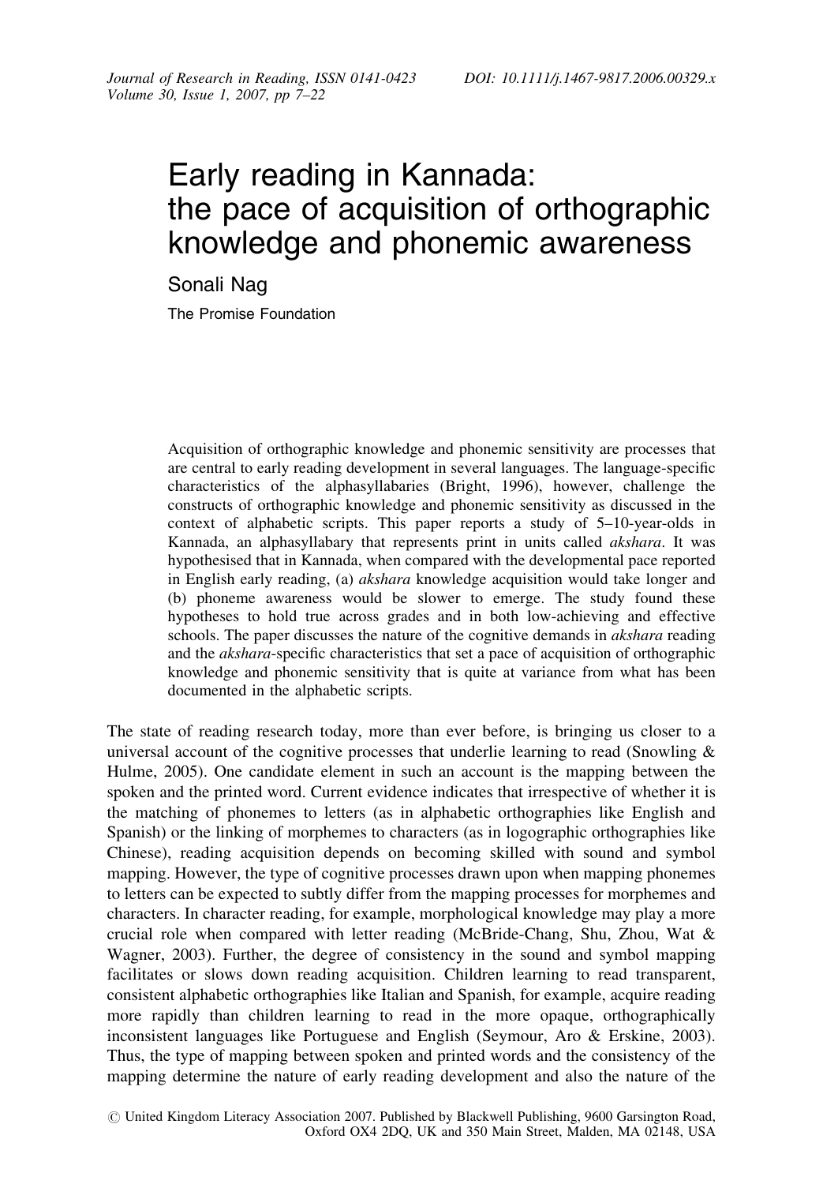# Early reading in Kannada: the pace of acquisition of orthographic knowledge and phonemic awareness

Sonali Nag

The Promise Foundation

Acquisition of orthographic knowledge and phonemic sensitivity are processes that are central to early reading development in several languages. The language-specific characteristics of the alphasyllabaries (Bright, 1996), however, challenge the constructs of orthographic knowledge and phonemic sensitivity as discussed in the context of alphabetic scripts. This paper reports a study of 5–10-year-olds in Kannada, an alphasyllabary that represents print in units called *akshara*. It was hypothesised that in Kannada, when compared with the developmental pace reported in English early reading, (a) *akshara* knowledge acquisition would take longer and (b) phoneme awareness would be slower to emerge. The study found these hypotheses to hold true across grades and in both low-achieving and effective schools. The paper discusses the nature of the cognitive demands in *akshara* reading and the *akshara*-specific characteristics that set a pace of acquisition of orthographic knowledge and phonemic sensitivity that is quite at variance from what has been documented in the alphabetic scripts.

The state of reading research today, more than ever before, is bringing us closer to a universal account of the cognitive processes that underlie learning to read (Snowling & Hulme, 2005). One candidate element in such an account is the mapping between the spoken and the printed word. Current evidence indicates that irrespective of whether it is the matching of phonemes to letters (as in alphabetic orthographies like English and Spanish) or the linking of morphemes to characters (as in logographic orthographies like Chinese), reading acquisition depends on becoming skilled with sound and symbol mapping. However, the type of cognitive processes drawn upon when mapping phonemes to letters can be expected to subtly differ from the mapping processes for morphemes and characters. In character reading, for example, morphological knowledge may play a more crucial role when compared with letter reading (McBride-Chang, Shu, Zhou, Wat & Wagner, 2003). Further, the degree of consistency in the sound and symbol mapping facilitates or slows down reading acquisition. Children learning to read transparent, consistent alphabetic orthographies like Italian and Spanish, for example, acquire reading more rapidly than children learning to read in the more opaque, orthographically inconsistent languages like Portuguese and English (Seymour, Aro & Erskine, 2003). Thus, the type of mapping between spoken and printed words and the consistency of the mapping determine the nature of early reading development and also the nature of the

© United Kingdom Literacy Association 2007. Published by Blackwell Publishing, 9600 Garsington Road, Oxford OX4 2DQ, UK and 350 Main Street, Malden, MA 02148, USA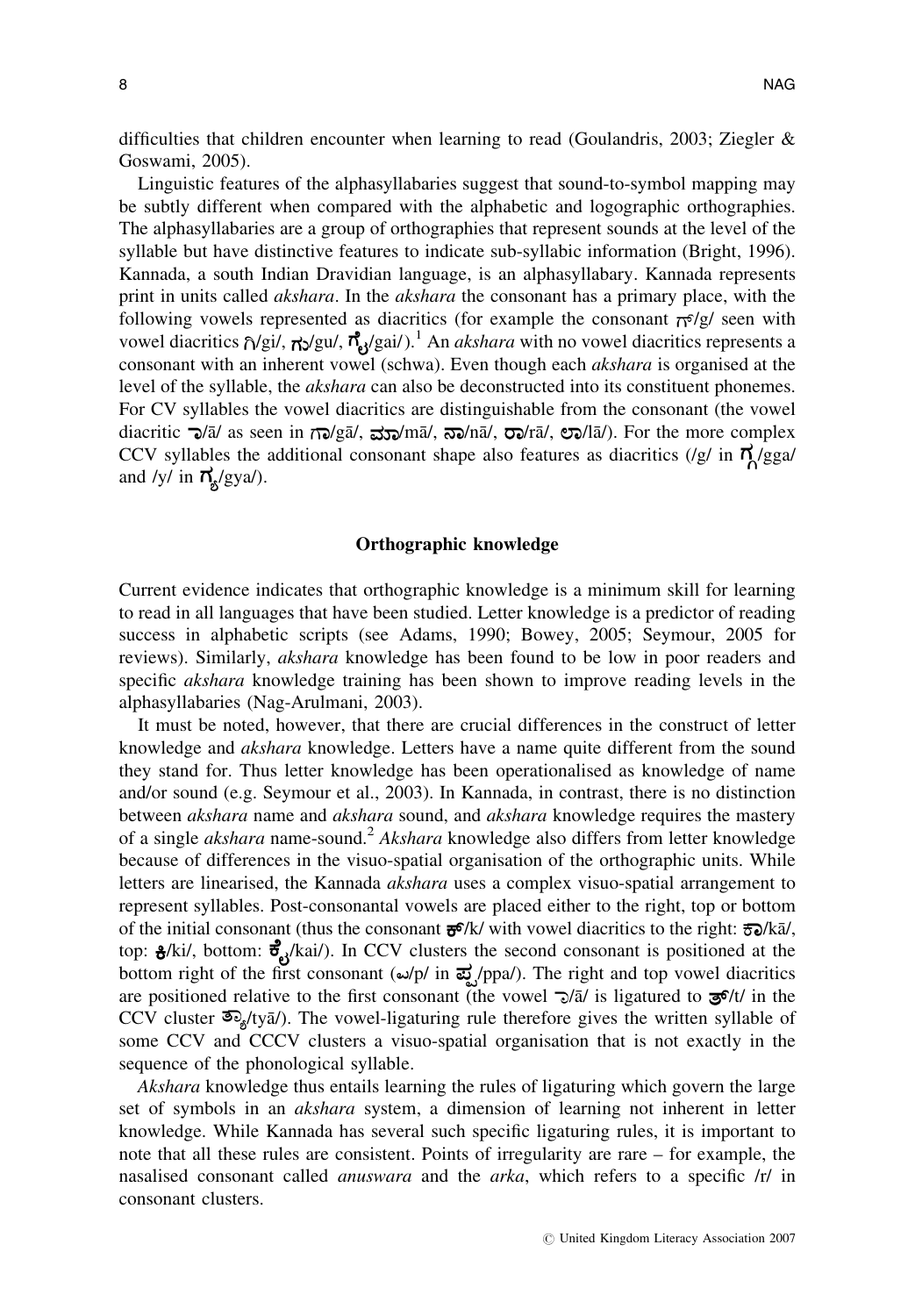difficulties that children encounter when learning to read (Goulandris, 2003; Ziegler & Goswami, 2005).

Linguistic features of the alphasyllabaries suggest that sound-to-symbol mapping may be subtly different when compared with the alphabetic and logographic orthographies. The alphasyllabaries are a group of orthographies that represent sounds at the level of the syllable but have distinctive features to indicate sub-syllabic information (Bright, 1996). Kannada, a south Indian Dravidian language, is an alphasyllabary. Kannada represents print in units called *akshara*. In the *akshara* the consonant has a primary place, with the following vowels represented as diacritics (for example the consonant ಗ್/g/ seen with vowel diacritics ಗಿ/gi/, ಗು/gu/, ಗೈ/gai/).[1] An *akshara* with no vowel diacritics represents a consonant with an inherent vowel (schwa). Even though each *akshara* is organised at the level of the syllable, the *akshara* can also be deconstructed into its constituent phonemes. For CV syllables the vowel diacritics are distinguishable from the consonant (the vowel diacritic ಾ/ā/ as seen in ಗಾ/gā/, ಮಾ/mā/, ನಾ/nā/, ರಾ/rā/, ಲಾ/lā/). For the more complex CCV syllables the additional consonant shape also features as diacritics (/g/ in ಗ್ಗ/gga/ and /y/ in ಗ್ಯ/gya/).

## Orthographic knowledge

Current evidence indicates that orthographic knowledge is a minimum skill for learning to read in all languages that have been studied. Letter knowledge is a predictor of reading success in alphabetic scripts (see Adams, 1990; Bowey, 2005; Seymour, 2005 for reviews). Similarly, *akshara* knowledge has been found to be low in poor readers and specific *akshara* knowledge training has been shown to improve reading levels in the alphasyllabaries (Nag-Arulmani, 2003).

It must be noted, however, that there are crucial differences in the construct of letter knowledge and *akshara* knowledge. Letters have a name quite different from the sound they stand for. Thus letter knowledge has been operationalised as knowledge of name and/or sound (e.g. Seymour et al., 2003). In Kannada, in contrast, there is no distinction between *akshara* name and *akshara* sound, and *akshara* knowledge requires the mastery of a single *akshara* name-sound.[2] *Akshara* knowledge also differs from letter knowledge because of differences in the visuo-spatial organisation of the orthographic units. While letters are linearised, the Kannada *akshara* uses a complex visuo-spatial arrangement to represent syllables. Post-consonantal vowels are placed either to the right, top or bottom of the initial consonant (thus the consonant ಕ್/k/ with vowel diacritics to the right: ಕಾ/kā/, top: ಕಿ/ki/, bottom: ಕೈ/kai/). In CCV clusters the second consonant is positioned at the bottom right of the first consonant (ಽ/p/ in ಪ್ಪ/ppa/). The right and top vowel diacritics are positioned relative to the first consonant (the vowel ಾ/ā/ is ligatured to ತ್/t/ in the CCV cluster ತ್ಯಾ/tyā/). The vowel-ligaturing rule therefore gives the written syllable of some CCV and CCCV clusters a visuo-spatial organisation that is not exactly in the sequence of the phonological syllable.

*Akshara* knowledge thus entails learning the rules of ligaturing which govern the large set of symbols in an *akshara* system, a dimension of learning not inherent in letter knowledge. While Kannada has several such specific ligaturing rules, it is important to note that all these rules are consistent. Points of irregularity are rare – for example, the nasalised consonant called *anuswara* and the *arka*, which refers to a specific /r/ in consonant clusters.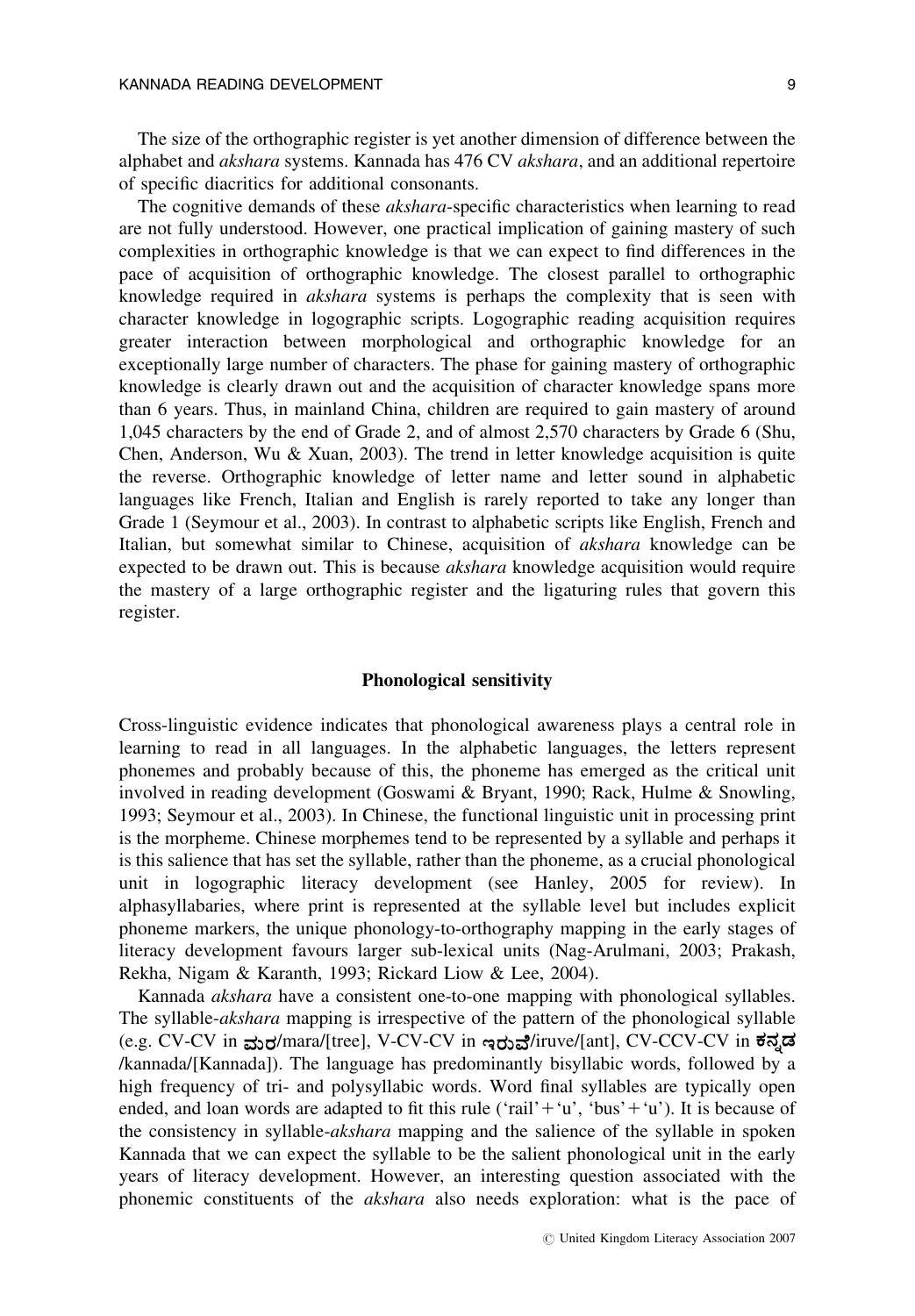The size of the orthographic register is yet another dimension of difference between the alphabet and *akshara* systems. Kannada has 476 CV *akshara*, and an additional repertoire of specific diacritics for additional consonants.

The cognitive demands of these *akshara*-specific characteristics when learning to read are not fully understood. However, one practical implication of gaining mastery of such complexities in orthographic knowledge is that we can expect to find differences in the pace of acquisition of orthographic knowledge. The closest parallel to orthographic knowledge required in *akshara* systems is perhaps the complexity that is seen with character knowledge in logographic scripts. Logographic reading acquisition requires greater interaction between morphological and orthographic knowledge for an exceptionally large number of characters. The phase for gaining mastery of orthographic knowledge is clearly drawn out and the acquisition of character knowledge spans more than 6 years. Thus, in mainland China, children are required to gain mastery of around 1,045 characters by the end of Grade 2, and of almost 2,570 characters by Grade 6 (Shu, Chen, Anderson, Wu & Xuan, 2003). The trend in letter knowledge acquisition is quite the reverse. Orthographic knowledge of letter name and letter sound in alphabetic languages like French, Italian and English is rarely reported to take any longer than Grade 1 (Seymour et al., 2003). In contrast to alphabetic scripts like English, French and Italian, but somewhat similar to Chinese, acquisition of *akshara* knowledge can be expected to be drawn out. This is because *akshara* knowledge acquisition would require the mastery of a large orthographic register and the ligaturing rules that govern this register.

## Phonological sensitivity

Cross-linguistic evidence indicates that phonological awareness plays a central role in learning to read in all languages. In the alphabetic languages, the letters represent phonemes and probably because of this, the phoneme has emerged as the critical unit involved in reading development (Goswami & Bryant, 1990; Rack, Hulme & Snowling, 1993; Seymour et al., 2003). In Chinese, the functional linguistic unit in processing print is the morpheme. Chinese morphemes tend to be represented by a syllable and perhaps it is this salience that has set the syllable, rather than the phoneme, as a crucial phonological unit in logographic literacy development (see Hanley, 2005 for review). In alphasyllabaries, where print is represented at the syllable level but includes explicit phoneme markers, the unique phonology-to-orthography mapping in the early stages of literacy development favours larger sub-lexical units (Nag-Arulmani, 2003; Prakash, Rekha, Nigam & Karanth, 1993; Rickard Liow & Lee, 2004).

Kannada *akshara* have a consistent one-to-one mapping with phonological syllables. The syllable-*akshara* mapping is irrespective of the pattern of the phonological syllable (e.g. CV-CV in ಮರ/mara/[tree], V-CV-CV in ಇರುವೆ/iruve/[ant], CV-CCV-CV in ಕನ್ನಡ /kannada/[Kannada]). The language has predominantly bisyllabic words, followed by a high frequency of tri- and polysyllabic words. Word final syllables are typically open ended, and loan words are adapted to fit this rule ('rail' + 'u', 'bus' + 'u'). It is because of the consistency in syllable-*akshara* mapping and the salience of the syllable in spoken Kannada that we can expect the syllable to be the salient phonological unit in the early years of literacy development. However, an interesting question associated with the phonemic constituents of the *akshara* also needs exploration: what is the pace of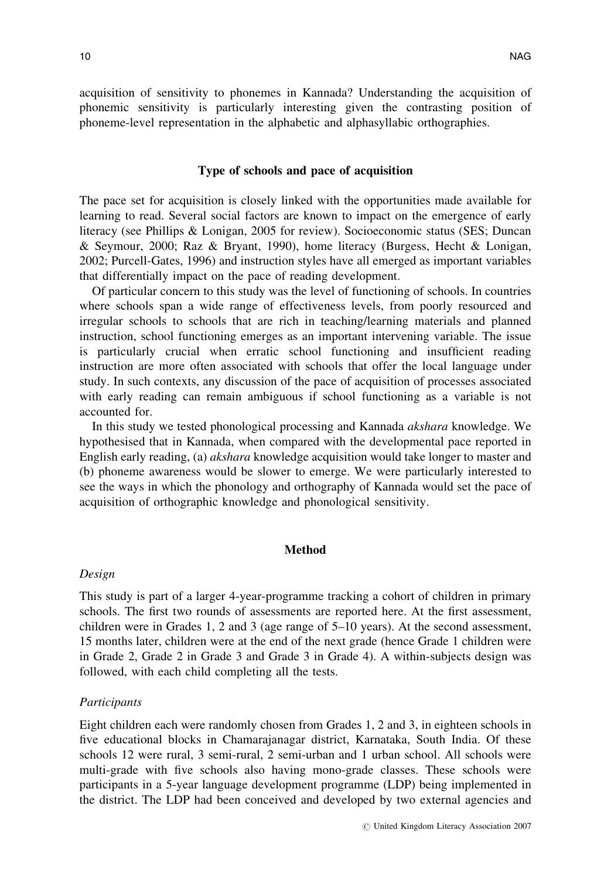acquisition of sensitivity to phonemes in Kannada? Understanding the acquisition of phonemic sensitivity is particularly interesting given the contrasting position of phoneme-level representation in the alphabetic and alphasyllabic orthographies.

## Type of schools and pace of acquisition

The pace set for acquisition is closely linked with the opportunities made available for learning to read. Several social factors are known to impact on the emergence of early literacy (see Phillips & Lonigan, 2005 for review). Socioeconomic status (SES; Duncan & Seymour, 2000; Raz & Bryant, 1990), home literacy (Burgess, Hecht & Lonigan, 2002; Purcell-Gates, 1996) and instruction styles have all emerged as important variables that differentially impact on the pace of reading development.

Of particular concern to this study was the level of functioning of schools. In countries where schools span a wide range of effectiveness levels, from poorly resourced and irregular schools to schools that are rich in teaching/learning materials and planned instruction, school functioning emerges as an important intervening variable. The issue is particularly crucial when erratic school functioning and insufficient reading instruction are more often associated with schools that offer the local language under study. In such contexts, any discussion of the pace of acquisition of processes associated with early reading can remain ambiguous if school functioning as a variable is not accounted for.

In this study we tested phonological processing and Kannada *akshara* knowledge. We hypothesised that in Kannada, when compared with the developmental pace reported in English early reading, (a) *akshara* knowledge acquisition would take longer to master and (b) phoneme awareness would be slower to emerge. We were particularly interested to see the ways in which the phonology and orthography of Kannada would set the pace of acquisition of orthographic knowledge and phonological sensitivity.

## Method

### *Design*

This study is part of a larger 4-year-programme tracking a cohort of children in primary schools. The first two rounds of assessments are reported here. At the first assessment, children were in Grades 1, 2 and 3 (age range of 5–10 years). At the second assessment, 15 months later, children were at the end of the next grade (hence Grade 1 children were in Grade 2, Grade 2 in Grade 3 and Grade 3 in Grade 4). A within-subjects design was followed, with each child completing all the tests.

### *Participants*

Eight children each were randomly chosen from Grades 1, 2 and 3, in eighteen schools in five educational blocks in Chamarajanagar district, Karnataka, South India. Of these schools 12 were rural, 3 semi-rural, 2 semi-urban and 1 urban school. All schools were multi-grade with five schools also having mono-grade classes. These schools were participants in a 5-year language development programme (LDP) being implemented in the district. The LDP had been conceived and developed by two external agencies and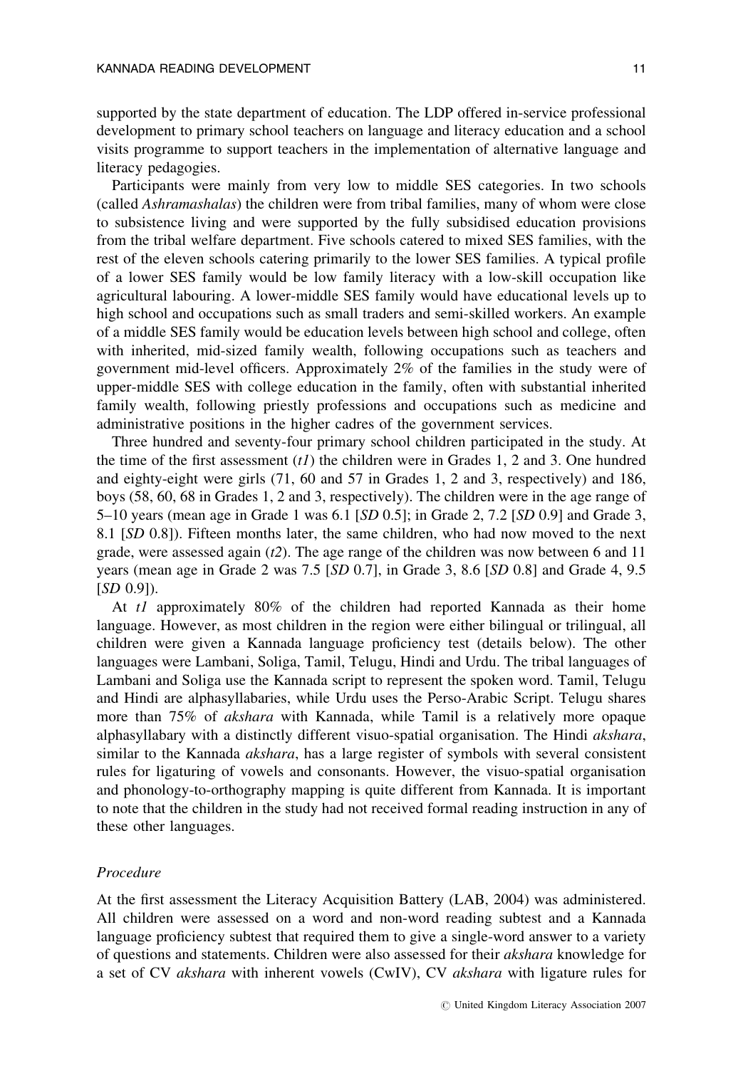supported by the state department of education. The LDP offered in-service professional development to primary school teachers on language and literacy education and a school visits programme to support teachers in the implementation of alternative language and literacy pedagogies.

Participants were mainly from very low to middle SES categories. In two schools (called *Ashramashalas*) the children were from tribal families, many of whom were close to subsistence living and were supported by the fully subsidised education provisions from the tribal welfare department. Five schools catered to mixed SES families, with the rest of the eleven schools catering primarily to the lower SES families. A typical profile of a lower SES family would be low family literacy with a low-skill occupation like agricultural labouring. A lower-middle SES family would have educational levels up to high school and occupations such as small traders and semi-skilled workers. An example of a middle SES family would be education levels between high school and college, often with inherited, mid-sized family wealth, following occupations such as teachers and government mid-level officers. Approximately 2% of the families in the study were of upper-middle SES with college education in the family, often with substantial inherited family wealth, following priestly professions and occupations such as medicine and administrative positions in the higher cadres of the government services.

Three hundred and seventy-four primary school children participated in the study. At the time of the first assessment (*t1*) the children were in Grades 1, 2 and 3. One hundred and eighty-eight were girls (71, 60 and 57 in Grades 1, 2 and 3, respectively) and 186, boys (58, 60, 68 in Grades 1, 2 and 3, respectively). The children were in the age range of 5–10 years (mean age in Grade 1 was 6.1 [*SD* 0.5]; in Grade 2, 7.2 [*SD* 0.9] and Grade 3, 8.1 [*SD* 0.8]). Fifteen months later, the same children, who had now moved to the next grade, were assessed again (*t2*). The age range of the children was now between 6 and 11 years (mean age in Grade 2 was 7.5 [*SD* 0.7], in Grade 3, 8.6 [*SD* 0.8] and Grade 4, 9.5 [*SD* 0.9]).

At *t1* approximately 80% of the children had reported Kannada as their home language. However, as most children in the region were either bilingual or trilingual, all children were given a Kannada language proficiency test (details below). The other languages were Lambani, Soliga, Tamil, Telugu, Hindi and Urdu. The tribal languages of Lambani and Soliga use the Kannada script to represent the spoken word. Tamil, Telugu and Hindi are alphasyllabaries, while Urdu uses the Perso-Arabic Script. Telugu shares more than 75% of *akshara* with Kannada, while Tamil is a relatively more opaque alphasyllabary with a distinctly different visuo-spatial organisation. The Hindi *akshara*, similar to the Kannada *akshara*, has a large register of symbols with several consistent rules for ligaturing of vowels and consonants. However, the visuo-spatial organisation and phonology-to-orthography mapping is quite different from Kannada. It is important to note that the children in the study had not received formal reading instruction in any of these other languages.

### *Procedure*

At the first assessment the Literacy Acquisition Battery (LAB, 2004) was administered. All children were assessed on a word and non-word reading subtest and a Kannada language proficiency subtest that required them to give a single-word answer to a variety of questions and statements. Children were also assessed for their *akshara* knowledge for a set of CV *akshara* with inherent vowels (CwIV), CV *akshara* with ligature rules for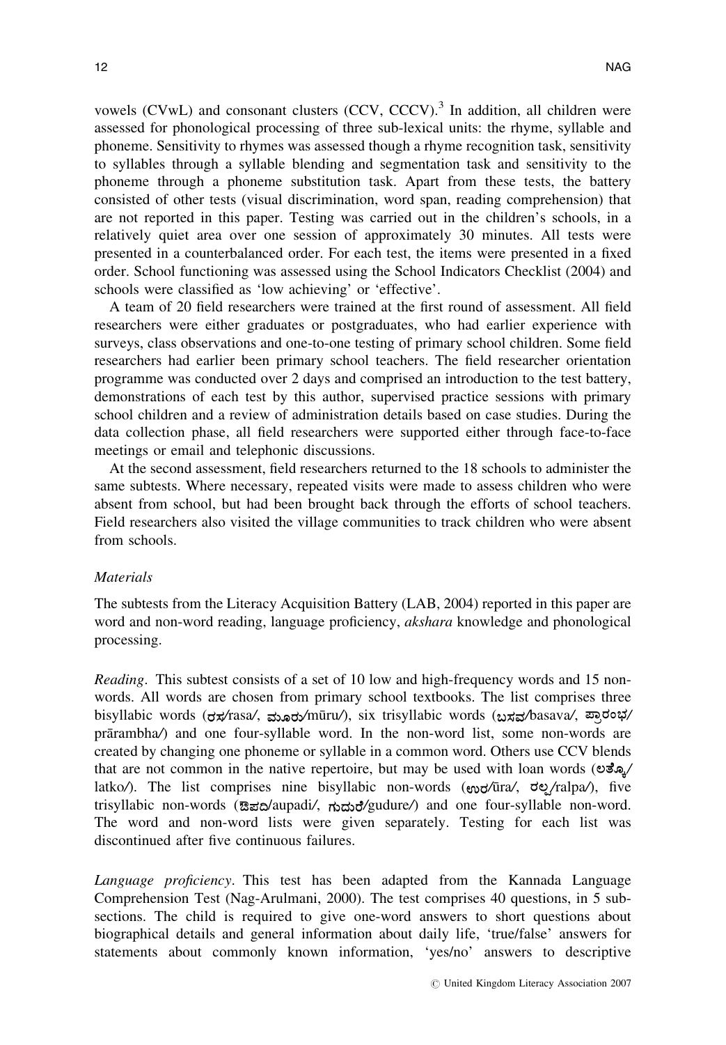vowels (CVwL) and consonant clusters (CCV, CCCV).[3] In addition, all children were assessed for phonological processing of three sub-lexical units: the rhyme, syllable and phoneme. Sensitivity to rhymes was assessed though a rhyme recognition task, sensitivity to syllables through a syllable blending and segmentation task and sensitivity to the phoneme through a phoneme substitution task. Apart from these tests, the battery consisted of other tests (visual discrimination, word span, reading comprehension) that are not reported in this paper. Testing was carried out in the children's schools, in a relatively quiet area over one session of approximately 30 minutes. All tests were presented in a counterbalanced order. For each test, the items were presented in a fixed order. School functioning was assessed using the School Indicators Checklist (2004) and schools were classified as 'low achieving' or 'effective'.

A team of 20 field researchers were trained at the first round of assessment. All field researchers were either graduates or postgraduates, who had earlier experience with surveys, class observations and one-to-one testing of primary school children. Some field researchers had earlier been primary school teachers. The field researcher orientation programme was conducted over 2 days and comprised an introduction to the test battery, demonstrations of each test by this author, supervised practice sessions with primary school children and a review of administration details based on case studies. During the data collection phase, all field researchers were supported either through face-to-face meetings or email and telephonic discussions.

At the second assessment, field researchers returned to the 18 schools to administer the same subtests. Where necessary, repeated visits were made to assess children who were absent from school, but had been brought back through the efforts of school teachers. Field researchers also visited the village communities to track children who were absent from schools.

*Materials*

The subtests from the Literacy Acquisition Battery (LAB, 2004) reported in this paper are word and non-word reading, language proficiency, *akshara* knowledge and phonological processing.

*Reading*. This subtest consists of a set of 10 low and high-frequency words and 15 non-words. All words are chosen from primary school textbooks. The list comprises three bisyllabic words (ರಸ/rasa/, ಮೂರು/mūru/), six trisyllabic words (ಬಸವ/basava/, ಪ್ರಾರಂಭ/prārambha/) and one four-syllable word. In the non-word list, some non-words are created by changing one phoneme or syllable in a common word. Others use CCV blends that are not common in the native repertoire, but may be used with loan words (ಲತ್ಕೊ/latko/). The list comprises nine bisyllabic non-words (ಊರ/ūra/, ರಲ್ಪ/ralpa/), five trisyllabic non-words (ಔಪದಿ/aupadi/, ಗುದುರೆ/gudure/) and one four-syllable non-word. The word and non-word lists were given separately. Testing for each list was discontinued after five continuous failures.

*Language proficiency*. This test has been adapted from the Kannada Language Comprehension Test (Nag-Arulmani, 2000). The test comprises 40 questions, in 5 sub-sections. The child is required to give one-word answers to short questions about biographical details and general information about daily life, 'true/false' answers for statements about commonly known information, 'yes/no' answers to descriptive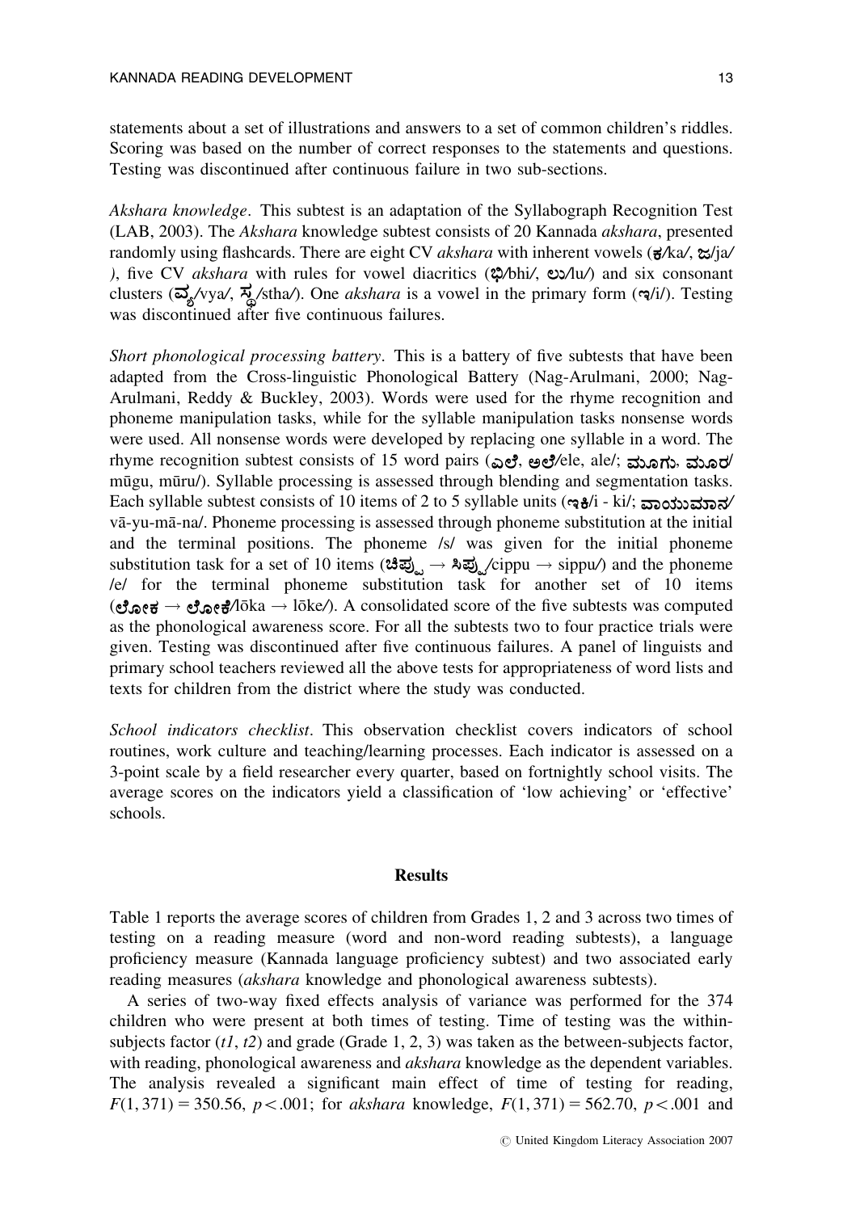statements about a set of illustrations and answers to a set of common children's riddles. Scoring was based on the number of correct responses to the statements and questions. Testing was discontinued after continuous failure in two sub-sections.

*Akshara knowledge*. This subtest is an adaptation of the Syllabograph Recognition Test (LAB, 2003). The *Akshara* knowledge subtest consists of 20 Kannada *akshara*, presented randomly using flashcards. There are eight CV *akshara* with inherent vowels (ಕ/ka/, ಜ/ja/ ), five CV *akshara* with rules for vowel diacritics (ಭಿ/bhi/, ಲು/lu/) and six consonant clusters (ವ್ಯ/vya/, ಸ್ಥ/stha/). One *akshara* is a vowel in the primary form (ಇ/i/). Testing was discontinued after five continuous failures.

*Short phonological processing battery*. This is a battery of five subtests that have been adapted from the Cross-linguistic Phonological Battery (Nag-Arulmani, 2000; Nag-Arulmani, Reddy & Buckley, 2003). Words were used for the rhyme recognition and phoneme manipulation tasks, while for the syllable manipulation tasks nonsense words were used. All nonsense words were developed by replacing one syllable in a word. The rhyme recognition subtest consists of 15 word pairs (ಎಲೆ, ಅಲೆ/ele, ale/; ಮೂಗು, ಮೂರು/ mūgu, mūru/). Syllable processing is assessed through blending and segmentation tasks. Each syllable subtest consists of 10 items of 2 to 5 syllable units (ಇಕಿ/i - ki/; ವಾಯುಮಾನ/ vā-yu-mā-na/. Phoneme processing is assessed through phoneme substitution at the initial and the terminal positions. The phoneme /s/ was given for the initial phoneme substitution task for a set of 10 items (ಚಿಪ್ಪು → ಸಿಪ್ಪು/cippu → sippu/) and the phoneme /e/ for the terminal phoneme substitution task for another set of 10 items (ಲೋಕ → ಲೋಕೆ/lōka → lōke/). A consolidated score of the five subtests was computed as the phonological awareness score. For all the subtests two to four practice trials were given. Testing was discontinued after five continuous failures. A panel of linguists and primary school teachers reviewed all the above tests for appropriateness of word lists and texts for children from the district where the study was conducted.

*School indicators checklist*. This observation checklist covers indicators of school routines, work culture and teaching/learning processes. Each indicator is assessed on a 3-point scale by a field researcher every quarter, based on fortnightly school visits. The average scores on the indicators yield a classification of 'low achieving' or 'effective' schools.

## Results

Table 1 reports the average scores of children from Grades 1, 2 and 3 across two times of testing on a reading measure (word and non-word reading subtests), a language proficiency measure (Kannada language proficiency subtest) and two associated early reading measures (*akshara* knowledge and phonological awareness subtests).

A series of two-way fixed effects analysis of variance was performed for the 374 children who were present at both times of testing. Time of testing was the within-subjects factor (*t1*, *t2*) and grade (Grade 1, 2, 3) was taken as the between-subjects factor, with reading, phonological awareness and *akshara* knowledge as the dependent variables. The analysis revealed a significant main effect of time of testing for reading, $F(1, 371) = 350.56$, $p < .001$; for *akshara* knowledge, $F(1, 371) = 562.70$, $p < .001$ and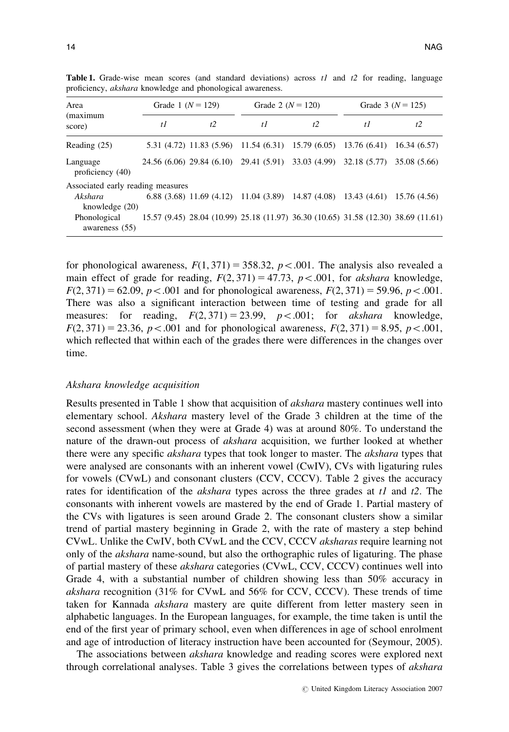**Table 1.** Grade-wise mean scores (and standard deviations) across *t1* and *t2* for reading, language proficiency, *akshara* knowledge and phonological awareness.

| Area (maximum score) | Grade 1 ($N = 129$) | | Grade 2 ($N = 120$) | | Grade 3 ($N = 125$) | |
|---|---|---|---|---|---|---|
| | *t1* | *t2* | *t1* | *t2* | *t1* | *t2* |
| Reading (25) | 5.31 (4.72) | 11.83 (5.96) | 11.54 (6.31) | 15.79 (6.05) | 13.76 (6.41) | 16.34 (6.57) |
| Language proficiency (40) | 24.56 (6.06) | 29.84 (6.10) | 29.41 (5.91) | 33.03 (4.99) | 32.18 (5.77) | 35.08 (5.66) |
| Associated early reading measures | | | | | | |
| *Akshara* knowledge (20) | 6.88 (3.68) | 11.69 (4.12) | 11.04 (3.89) | 14.87 (4.08) | 13.43 (4.61) | 15.76 (4.56) |
| Phonological awareness (55) | 15.57 (9.45) | 28.04 (10.99) | 25.18 (11.97) | 36.30 (10.65) | 31.58 (12.30) | 38.69 (11.61) |

for phonological awareness, $F(1, 371) = 358.32$, $p < .001$. The analysis also revealed a main effect of grade for reading, $F(2, 371) = 47.73$, $p < .001$, for *akshara* knowledge, $F(2, 371) = 62.09$, $p < .001$ and for phonological awareness, $F(2, 371) = 59.96$, $p < .001$. There was also a significant interaction between time of testing and grade for all measures: for reading, $F(2, 371) = 23.99$, $p < .001$; for *akshara* knowledge, $F(2, 371) = 23.36$, $p < .001$ and for phonological awareness, $F(2, 371) = 8.95$, $p < .001$, which reflected that within each of the grades there were differences in the changes over time.

### *Akshara knowledge acquisition*

Results presented in Table 1 show that acquisition of *akshara* mastery continues well into elementary school. *Akshara* mastery level of the Grade 3 children at the time of the second assessment (when they were at Grade 4) was at around 80%. To understand the nature of the drawn-out process of *akshara* acquisition, we further looked at whether there were any specific *akshara* types that took longer to master. The *akshara* types that were analysed are consonants with an inherent vowel (CwIV), CVs with ligaturing rules for vowels (CVwL) and consonant clusters (CCV, CCCV). Table 2 gives the accuracy rates for identification of the *akshara* types across the three grades at *t1* and *t2*. The consonants with inherent vowels are mastered by the end of Grade 1. Partial mastery of the CVs with ligatures is seen around Grade 2. The consonant clusters show a similar trend of partial mastery beginning in Grade 2, with the rate of mastery a step behind CVwL. Unlike the CwIV, both CVwL and the CCV, CCCV *aksharas* require learning not only of the *akshara* name-sound, but also the orthographic rules of ligaturing. The phase of partial mastery of these *akshara* categories (CVwL, CCV, CCCV) continues well into Grade 4, with a substantial number of children showing less than 50% accuracy in *akshara* recognition (31% for CVwL and 56% for CCV, CCCV). These trends of time taken for Kannada *akshara* mastery are quite different from letter mastery seen in alphabetic languages. In the European languages, for example, the time taken is until the end of the first year of primary school, even when differences in age of school enrolment and age of introduction of literacy instruction have been accounted for (Seymour, 2005).

The associations between *akshara* knowledge and reading scores were explored next through correlational analyses. Table 3 gives the correlations between types of *akshara*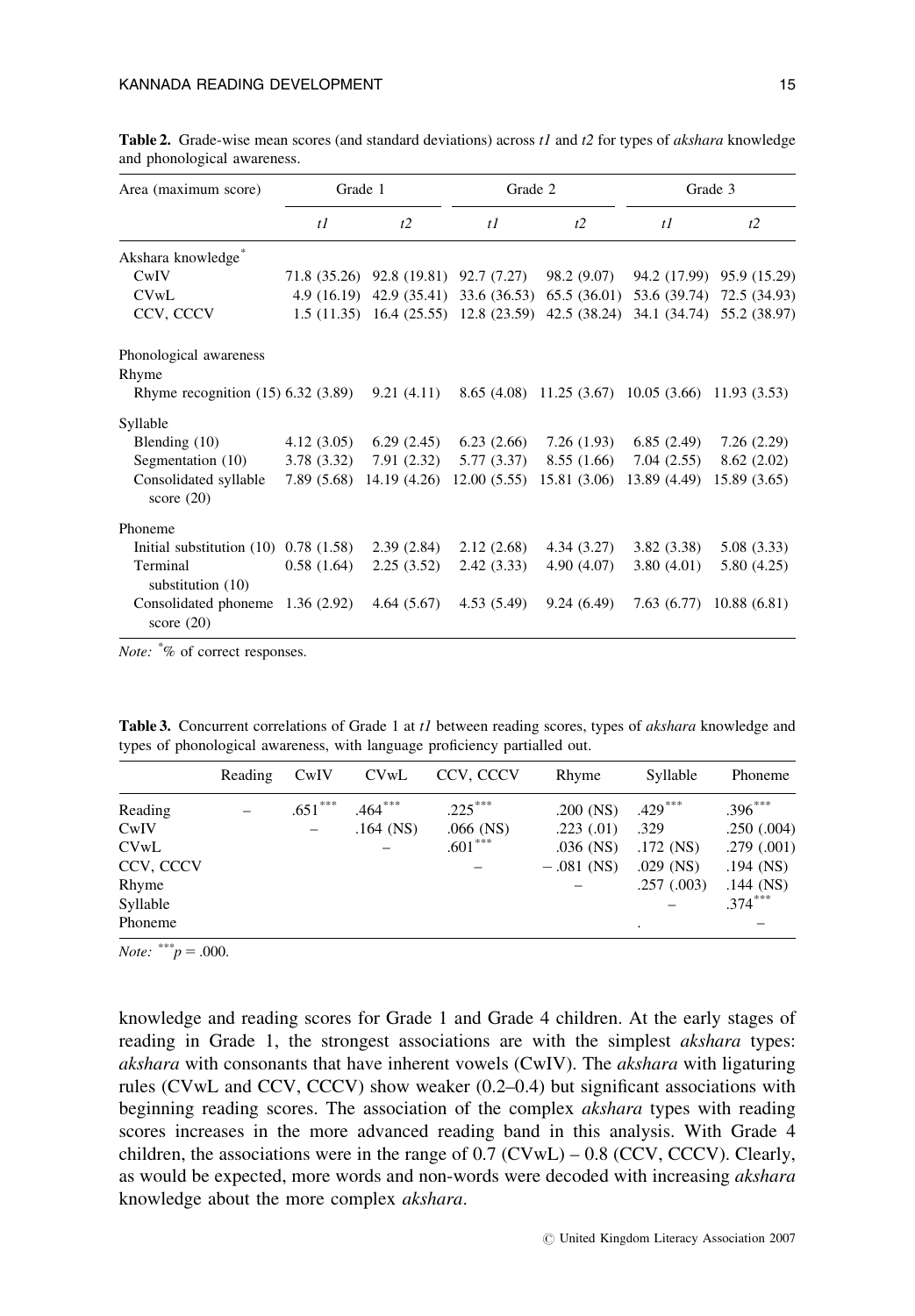**Table 2.** Grade-wise mean scores (and standard deviations) across *t1* and *t2* for types of *akshara* knowledge and phonological awareness.

| Area (maximum score) | Grade 1 | | Grade 2 | | Grade 3 | |
|---|---|---|---|---|---|---|
| | *t1* | *t2* | *t1* | *t2* | *t1* | *t2* |
| Akshara knowledge* | | | | | | |
| CwIV | 71.8 (35.26) | 92.8 (19.81) | 92.7 (7.27) | 98.2 (9.07) | 94.2 (17.99) | 95.9 (15.29) |
| CVwL | 4.9 (16.19) | 42.9 (35.41) | 33.6 (36.53) | 65.5 (36.01) | 53.6 (39.74) | 72.5 (34.93) |
| CCV, CCCV | 1.5 (11.35) | 16.4 (25.55) | 12.8 (23.59) | 42.5 (38.24) | 34.1 (34.74) | 55.2 (38.97) |
| Phonological awareness | | | | | | |
| Rhyme | | | | | | |
| Rhyme recognition (15) | 6.32 (3.89) | 9.21 (4.11) | 8.65 (4.08) | 11.25 (3.67) | 10.05 (3.66) | 11.93 (3.53) |
| Syllable | | | | | | |
| Blending (10) | 4.12 (3.05) | 6.29 (2.45) | 6.23 (2.66) | 7.26 (1.93) | 6.85 (2.49) | 7.26 (2.29) |
| Segmentation (10) | 3.78 (3.32) | 7.91 (2.32) | 5.77 (3.37) | 8.55 (1.66) | 7.04 (2.55) | 8.62 (2.02) |
| Consolidated syllable score (20) | 7.89 (5.68) | 14.19 (4.26) | 12.00 (5.55) | 15.81 (3.06) | 13.89 (4.49) | 15.89 (3.65) |
| Phoneme | | | | | | |
| Initial substitution (10) | 0.78 (1.58) | 2.39 (2.84) | 2.12 (2.68) | 4.34 (3.27) | 3.82 (3.38) | 5.08 (3.33) |
| Terminal substitution (10) | 0.58 (1.64) | 2.25 (3.52) | 2.42 (3.33) | 4.90 (4.07) | 3.80 (4.01) | 5.80 (4.25) |
| Consolidated phoneme score (20) | 1.36 (2.92) | 4.64 (5.67) | 4.53 (5.49) | 9.24 (6.49) | 7.63 (6.77) | 10.88 (6.81) |

*Note:* *% of correct responses.

**Table 3.** Concurrent correlations of Grade 1 at *t1* between reading scores, types of *akshara* knowledge and types of phonological awareness, with language proficiency partialled out.

| | Reading | CwIV | CVwL | CCV, CCCV | Rhyme | Syllable | Phoneme |
|---|---|---|---|---|---|---|---|
| Reading | – | .651*** | .464*** | .225*** | .200 (NS) | .429*** | .396*** |
| CwIV | | – | .164 (NS) | .066 (NS) | .223 (.01) | .329 | .250 (.004) |
| CVwL | | | – | .601*** | .036 (NS) | .172 (NS) | .279 (.001) |
| CCV, CCCV | | | | – | − .081 (NS) | .029 (NS) | .194 (NS) |
| Rhyme | | | | | – | .257 (.003) | .144 (NS) |
| Syllable | | | | | | – | .374*** |
| Phoneme | | | | | | . | – |

*Note:* $^{***}p = .000$.

knowledge and reading scores for Grade 1 and Grade 4 children. At the early stages of reading in Grade 1, the strongest associations are with the simplest *akshara* types: *akshara* with consonants that have inherent vowels (CwIV). The *akshara* with ligaturing rules (CVwL and CCV, CCCV) show weaker (0.2–0.4) but significant associations with beginning reading scores. The association of the complex *akshara* types with reading scores increases in the more advanced reading band in this analysis. With Grade 4 children, the associations were in the range of 0.7 (CVwL) – 0.8 (CCV, CCCV). Clearly, as would be expected, more words and non-words were decoded with increasing *akshara* knowledge about the more complex *akshara*.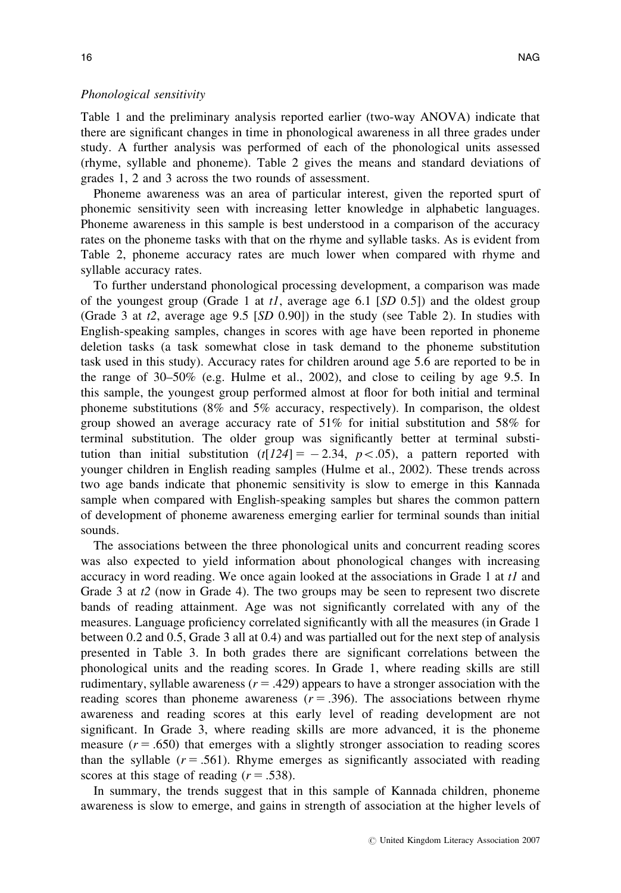### *Phonological sensitivity*

Table 1 and the preliminary analysis reported earlier (two-way ANOVA) indicate that there are significant changes in time in phonological awareness in all three grades under study. A further analysis was performed of each of the phonological units assessed (rhyme, syllable and phoneme). Table 2 gives the means and standard deviations of grades 1, 2 and 3 across the two rounds of assessment.

Phoneme awareness was an area of particular interest, given the reported spurt of phonemic sensitivity seen with increasing letter knowledge in alphabetic languages. Phoneme awareness in this sample is best understood in a comparison of the accuracy rates on the phoneme tasks with that on the rhyme and syllable tasks. As is evident from Table 2, phoneme accuracy rates are much lower when compared with rhyme and syllable accuracy rates.

To further understand phonological processing development, a comparison was made of the youngest group (Grade 1 at *t1*, average age 6.1 [*SD* 0.5]) and the oldest group (Grade 3 at *t2*, average age 9.5 [*SD* 0.90]) in the study (see Table 2). In studies with English-speaking samples, changes in scores with age have been reported in phoneme deletion tasks (a task somewhat close in task demand to the phoneme substitution task used in this study). Accuracy rates for children around age 5.6 are reported to be in the range of 30–50% (e.g. Hulme et al., 2002), and close to ceiling by age 9.5. In this sample, the youngest group performed almost at floor for both initial and terminal phoneme substitutions (8% and 5% accuracy, respectively). In comparison, the oldest group showed an average accuracy rate of 51% for initial substitution and 58% for terminal substitution. The older group was significantly better at terminal substitution than initial substitution ($t[124] = -2.34$, $p < .05$), a pattern reported with younger children in English reading samples (Hulme et al., 2002). These trends across two age bands indicate that phonemic sensitivity is slow to emerge in this Kannada sample when compared with English-speaking samples but shares the common pattern of development of phoneme awareness emerging earlier for terminal sounds than initial sounds.

The associations between the three phonological units and concurrent reading scores was also expected to yield information about phonological changes with increasing accuracy in word reading. We once again looked at the associations in Grade 1 at *t1* and Grade 3 at *t2* (now in Grade 4). The two groups may be seen to represent two discrete bands of reading attainment. Age was not significantly correlated with any of the measures. Language proficiency correlated significantly with all the measures (in Grade 1 between 0.2 and 0.5, Grade 3 all at 0.4) and was partialled out for the next step of analysis presented in Table 3. In both grades there are significant correlations between the phonological units and the reading scores. In Grade 1, where reading skills are still rudimentary, syllable awareness ($r = .429$) appears to have a stronger association with the reading scores than phoneme awareness ($r = .396$). The associations between rhyme awareness and reading scores at this early level of reading development are not significant. In Grade 3, where reading skills are more advanced, it is the phoneme measure ($r = .650$) that emerges with a slightly stronger association to reading scores than the syllable ($r = .561$). Rhyme emerges as significantly associated with reading scores at this stage of reading ($r = .538$).

In summary, the trends suggest that in this sample of Kannada children, phoneme awareness is slow to emerge, and gains in strength of association at the higher levels of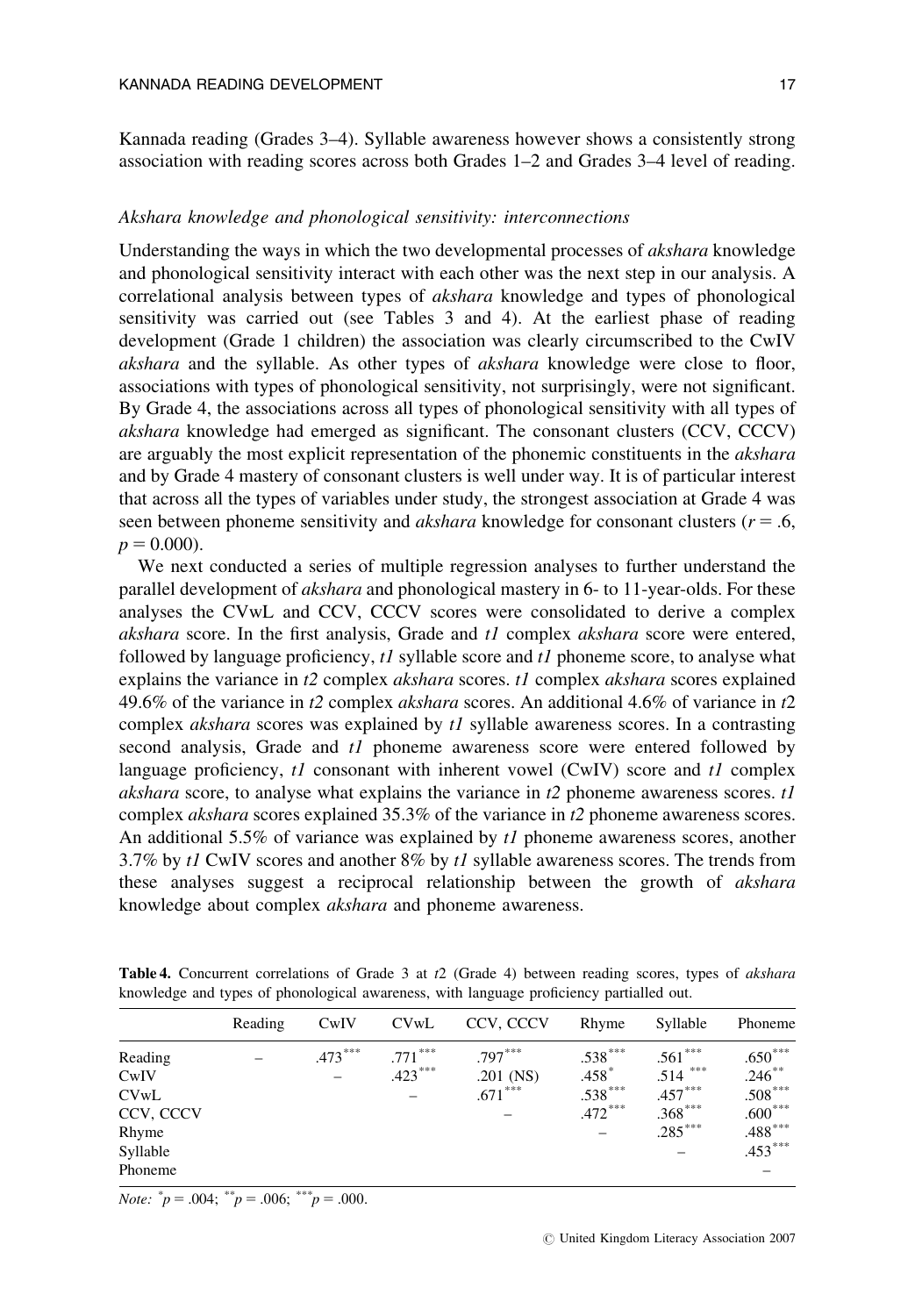Kannada reading (Grades 3–4). Syllable awareness however shows a consistently strong association with reading scores across both Grades 1–2 and Grades 3–4 level of reading.

### *Akshara knowledge and phonological sensitivity: interconnections*

Understanding the ways in which the two developmental processes of *akshara* knowledge and phonological sensitivity interact with each other was the next step in our analysis. A correlational analysis between types of *akshara* knowledge and types of phonological sensitivity was carried out (see Tables 3 and 4). At the earliest phase of reading development (Grade 1 children) the association was clearly circumscribed to the CwIV *akshara* and the syllable. As other types of *akshara* knowledge were close to floor, associations with types of phonological sensitivity, not surprisingly, were not significant. By Grade 4, the associations across all types of phonological sensitivity with all types of *akshara* knowledge had emerged as significant. The consonant clusters (CCV, CCCV) are arguably the most explicit representation of the phonemic constituents in the *akshara* and by Grade 4 mastery of consonant clusters is well under way. It is of particular interest that across all the types of variables under study, the strongest association at Grade 4 was seen between phoneme sensitivity and *akshara* knowledge for consonant clusters ($r = .6$, $p = 0.000$).

We next conducted a series of multiple regression analyses to further understand the parallel development of *akshara* and phonological mastery in 6- to 11-year-olds. For these analyses the CVwL and CCV, CCCV scores were consolidated to derive a complex *akshara* score. In the first analysis, Grade and *t1* complex *akshara* score were entered, followed by language proficiency, *t1* syllable score and *t1* phoneme score, to analyse what explains the variance in *t2* complex *akshara* scores. *t1* complex *akshara* scores explained 49.6% of the variance in *t2* complex *akshara* scores. An additional 4.6% of variance in *t2* complex *akshara* scores was explained by *t1* syllable awareness scores. In a contrasting second analysis, Grade and *t1* phoneme awareness score were entered followed by language proficiency, *t1* consonant with inherent vowel (CwIV) score and *t1* complex *akshara* score, to analyse what explains the variance in *t2* phoneme awareness scores. *t1* complex *akshara* scores explained 35.3% of the variance in *t2* phoneme awareness scores. An additional 5.5% of variance was explained by *t1* phoneme awareness scores, another 3.7% by *t1* CwIV scores and another 8% by *t1* syllable awareness scores. The trends from these analyses suggest a reciprocal relationship between the growth of *akshara* knowledge about complex *akshara* and phoneme awareness.

**Table 4.** Concurrent correlations of Grade 3 at *t2* (Grade 4) between reading scores, types of *akshara* knowledge and types of phonological awareness, with language proficiency partialled out.

| | Reading | CwIV | CVwL | CCV, CCCV | Rhyme | Syllable | Phoneme |
|---|---|---|---|---|---|---|---|
| Reading | – | .473*** | .771*** | .797*** | .538*** | .561*** | .650*** |
| CwIV | | – | .423*** | .201 (NS) | .458* | .514*** | .246** |
| CVwL | | | – | .671*** | .538*** | .457*** | .508*** |
| CCV, CCCV | | | | – | .472*** | .368*** | .600*** |
| Rhyme | | | | | – | .285*** | .488*** |
| Syllable | | | | | | – | .453*** |
| Phoneme | | | | | | | – |

*Note:* \*$p = .004$; \*\*$p = .006$; \*\*\*$p = .000$.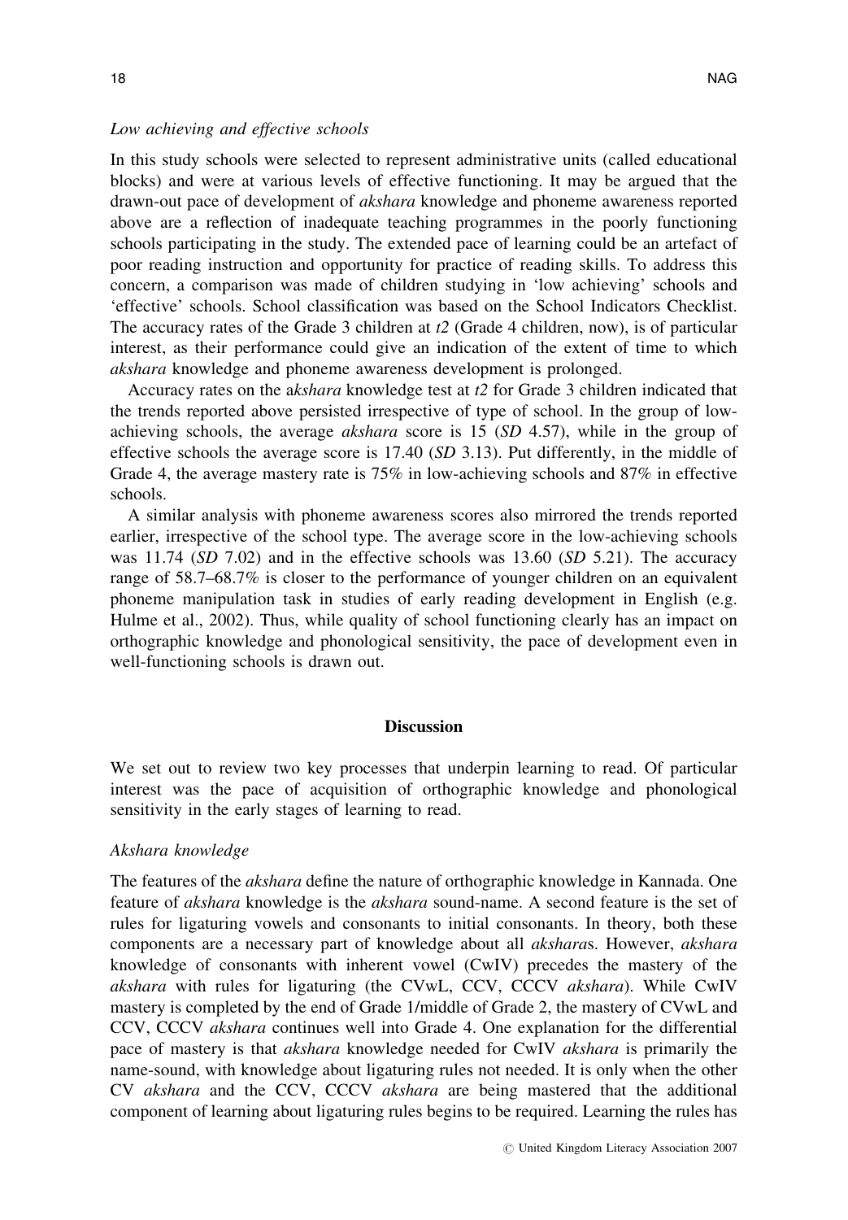### *Low achieving and effective schools*

In this study schools were selected to represent administrative units (called educational blocks) and were at various levels of effective functioning. It may be argued that the drawn-out pace of development of *akshara* knowledge and phoneme awareness reported above are a reflection of inadequate teaching programmes in the poorly functioning schools participating in the study. The extended pace of learning could be an artefact of poor reading instruction and opportunity for practice of reading skills. To address this concern, a comparison was made of children studying in 'low achieving' schools and 'effective' schools. School classification was based on the School Indicators Checklist. The accuracy rates of the Grade 3 children at *t2* (Grade 4 children, now), is of particular interest, as their performance could give an indication of the extent of time to which *akshara* knowledge and phoneme awareness development is prolonged.

Accuracy rates on the a*kshara* knowledge test at *t2* for Grade 3 children indicated that the trends reported above persisted irrespective of type of school. In the group of low-achieving schools, the average *akshara* score is 15 (*SD* 4.57), while in the group of effective schools the average score is 17.40 (*SD* 3.13). Put differently, in the middle of Grade 4, the average mastery rate is 75% in low-achieving schools and 87% in effective schools.

A similar analysis with phoneme awareness scores also mirrored the trends reported earlier, irrespective of the school type. The average score in the low-achieving schools was 11.74 (*SD* 7.02) and in the effective schools was 13.60 (*SD* 5.21). The accuracy range of 58.7–68.7% is closer to the performance of younger children on an equivalent phoneme manipulation task in studies of early reading development in English (e.g. Hulme et al., 2002). Thus, while quality of school functioning clearly has an impact on orthographic knowledge and phonological sensitivity, the pace of development even in well-functioning schools is drawn out.

## Discussion

We set out to review two key processes that underpin learning to read. Of particular interest was the pace of acquisition of orthographic knowledge and phonological sensitivity in the early stages of learning to read.

### *Akshara knowledge*

The features of the *akshara* define the nature of orthographic knowledge in Kannada. One feature of *akshara* knowledge is the *akshara* sound-name. A second feature is the set of rules for ligaturing vowels and consonants to initial consonants. In theory, both these components are a necessary part of knowledge about all *akshara*s. However, *akshara* knowledge of consonants with inherent vowel (CwIV) precedes the mastery of the *akshara* with rules for ligaturing (the CVwL, CCV, CCCV *akshara*). While CwIV mastery is completed by the end of Grade 1/middle of Grade 2, the mastery of CVwL and CCV, CCCV *akshara* continues well into Grade 4. One explanation for the differential pace of mastery is that *akshara* knowledge needed for CwIV *akshara* is primarily the name-sound, with knowledge about ligaturing rules not needed. It is only when the other CV *akshara* and the CCV, CCCV *akshara* are being mastered that the additional component of learning about ligaturing rules begins to be required. Learning the rules has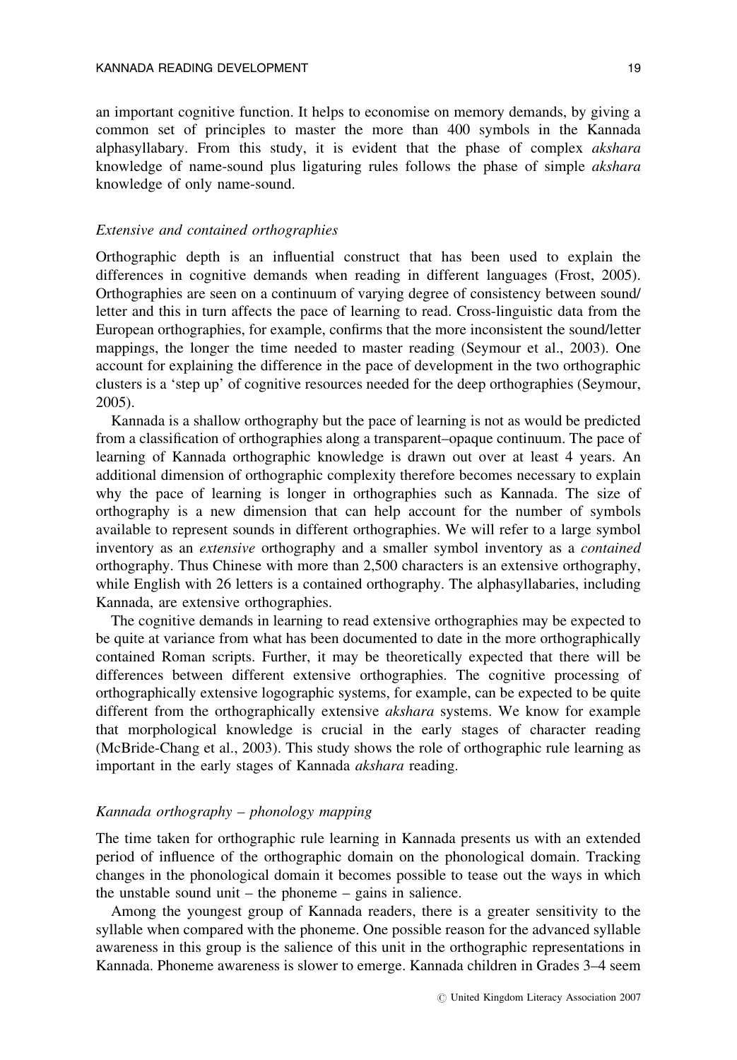an important cognitive function. It helps to economise on memory demands, by giving a common set of principles to master the more than 400 symbols in the Kannada alphasyllabary. From this study, it is evident that the phase of complex *akshara* knowledge of name-sound plus ligaturing rules follows the phase of simple *akshara* knowledge of only name-sound.

### *Extensive and contained orthographies*

Orthographic depth is an influential construct that has been used to explain the differences in cognitive demands when reading in different languages (Frost, 2005). Orthographies are seen on a continuum of varying degree of consistency between sound/letter and this in turn affects the pace of learning to read. Cross-linguistic data from the European orthographies, for example, confirms that the more inconsistent the sound/letter mappings, the longer the time needed to master reading (Seymour et al., 2003). One account for explaining the difference in the pace of development in the two orthographic clusters is a 'step up' of cognitive resources needed for the deep orthographies (Seymour, 2005).

Kannada is a shallow orthography but the pace of learning is not as would be predicted from a classification of orthographies along a transparent–opaque continuum. The pace of learning of Kannada orthographic knowledge is drawn out over at least 4 years. An additional dimension of orthographic complexity therefore becomes necessary to explain why the pace of learning is longer in orthographies such as Kannada. The size of orthography is a new dimension that can help account for the number of symbols available to represent sounds in different orthographies. We will refer to a large symbol inventory as an *extensive* orthography and a smaller symbol inventory as a *contained* orthography. Thus Chinese with more than 2,500 characters is an extensive orthography, while English with 26 letters is a contained orthography. The alphasyllabaries, including Kannada, are extensive orthographies.

The cognitive demands in learning to read extensive orthographies may be expected to be quite at variance from what has been documented to date in the more orthographically contained Roman scripts. Further, it may be theoretically expected that there will be differences between different extensive orthographies. The cognitive processing of orthographically extensive logographic systems, for example, can be expected to be quite different from the orthographically extensive *akshara* systems. We know for example that morphological knowledge is crucial in the early stages of character reading (McBride-Chang et al., 2003). This study shows the role of orthographic rule learning as important in the early stages of Kannada *akshara* reading.

### *Kannada orthography – phonology mapping*

The time taken for orthographic rule learning in Kannada presents us with an extended period of influence of the orthographic domain on the phonological domain. Tracking changes in the phonological domain it becomes possible to tease out the ways in which the unstable sound unit – the phoneme – gains in salience.

Among the youngest group of Kannada readers, there is a greater sensitivity to the syllable when compared with the phoneme. One possible reason for the advanced syllable awareness in this group is the salience of this unit in the orthographic representations in Kannada. Phoneme awareness is slower to emerge. Kannada children in Grades 3–4 seem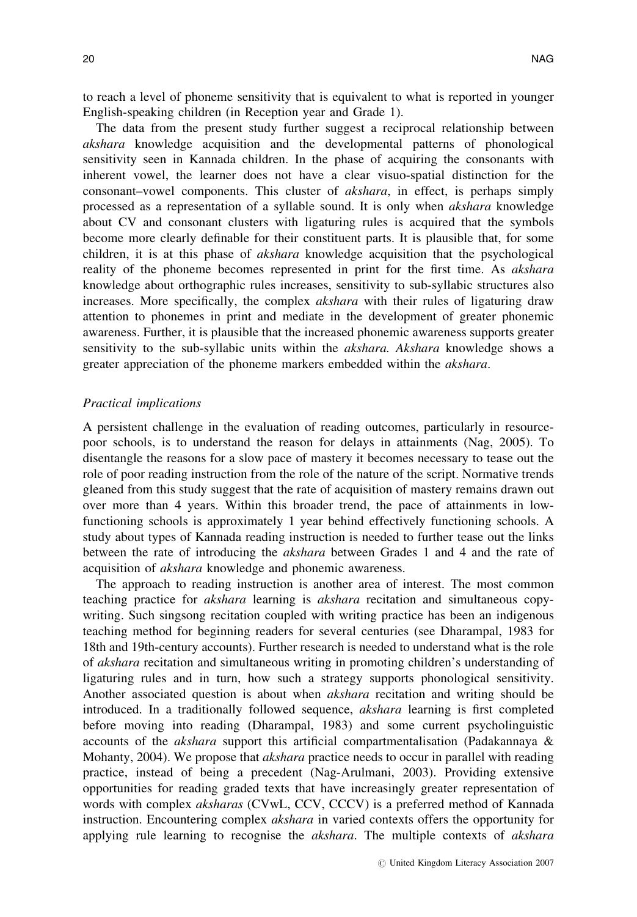to reach a level of phoneme sensitivity that is equivalent to what is reported in younger English-speaking children (in Reception year and Grade 1).

The data from the present study further suggest a reciprocal relationship between *akshara* knowledge acquisition and the developmental patterns of phonological sensitivity seen in Kannada children. In the phase of acquiring the consonants with inherent vowel, the learner does not have a clear visuo-spatial distinction for the consonant–vowel components. This cluster of *akshara*, in effect, is perhaps simply processed as a representation of a syllable sound. It is only when *akshara* knowledge about CV and consonant clusters with ligaturing rules is acquired that the symbols become more clearly definable for their constituent parts. It is plausible that, for some children, it is at this phase of *akshara* knowledge acquisition that the psychological reality of the phoneme becomes represented in print for the first time. As *akshara* knowledge about orthographic rules increases, sensitivity to sub-syllabic structures also increases. More specifically, the complex *akshara* with their rules of ligaturing draw attention to phonemes in print and mediate in the development of greater phonemic awareness. Further, it is plausible that the increased phonemic awareness supports greater sensitivity to the sub-syllabic units within the *akshara. Akshara* knowledge shows a greater appreciation of the phoneme markers embedded within the *akshara*.

### *Practical implications*

A persistent challenge in the evaluation of reading outcomes, particularly in resource-poor schools, is to understand the reason for delays in attainments (Nag, 2005). To disentangle the reasons for a slow pace of mastery it becomes necessary to tease out the role of poor reading instruction from the role of the nature of the script. Normative trends gleaned from this study suggest that the rate of acquisition of mastery remains drawn out over more than 4 years. Within this broader trend, the pace of attainments in low-functioning schools is approximately 1 year behind effectively functioning schools. A study about types of Kannada reading instruction is needed to further tease out the links between the rate of introducing the *akshara* between Grades 1 and 4 and the rate of acquisition of *akshara* knowledge and phonemic awareness.

The approach to reading instruction is another area of interest. The most common teaching practice for *akshara* learning is *akshara* recitation and simultaneous copy-writing. Such singsong recitation coupled with writing practice has been an indigenous teaching method for beginning readers for several centuries (see Dharampal, 1983 for 18th and 19th-century accounts). Further research is needed to understand what is the role of *akshara* recitation and simultaneous writing in promoting children's understanding of ligaturing rules and in turn, how such a strategy supports phonological sensitivity. Another associated question is about when *akshara* recitation and writing should be introduced. In a traditionally followed sequence, *akshara* learning is first completed before moving into reading (Dharampal, 1983) and some current psycholinguistic accounts of the *akshara* support this artificial compartmentalisation (Padakannaya & Mohanty, 2004). We propose that *akshara* practice needs to occur in parallel with reading practice, instead of being a precedent (Nag-Arulmani, 2003). Providing extensive opportunities for reading graded texts that have increasingly greater representation of words with complex *aksharas* (CVwL, CCV, CCCV) is a preferred method of Kannada instruction. Encountering complex *akshara* in varied contexts offers the opportunity for applying rule learning to recognise the *akshara*. The multiple contexts of *akshara*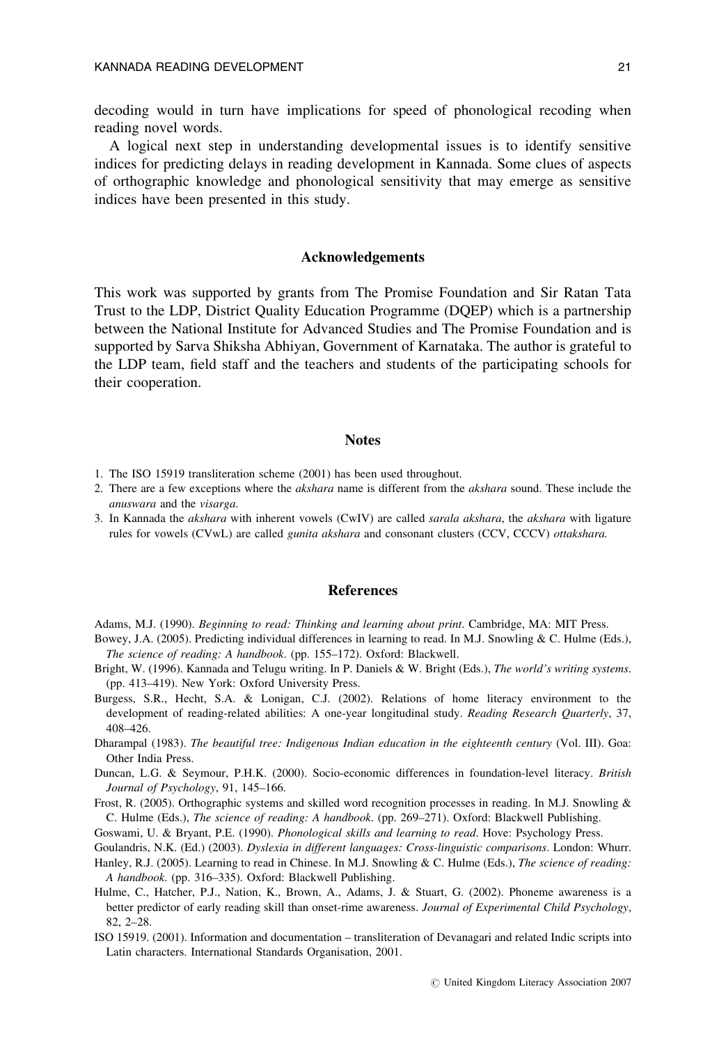decoding would in turn have implications for speed of phonological recoding when reading novel words.

A logical next step in understanding developmental issues is to identify sensitive indices for predicting delays in reading development in Kannada. Some clues of aspects of orthographic knowledge and phonological sensitivity that may emerge as sensitive indices have been presented in this study.

## Acknowledgements

This work was supported by grants from The Promise Foundation and Sir Ratan Tata Trust to the LDP, District Quality Education Programme (DQEP) which is a partnership between the National Institute for Advanced Studies and The Promise Foundation and is supported by Sarva Shiksha Abhiyan, Government of Karnataka. The author is grateful to the LDP team, field staff and the teachers and students of the participating schools for their cooperation.

## Notes

1. The ISO 15919 transliteration scheme (2001) has been used throughout.
2. There are a few exceptions where the *akshara* name is different from the *akshara* sound. These include the *anuswara* and the *visarga*.
3. In Kannada the *akshara* with inherent vowels (CwIV) are called *sarala akshara*, the *akshara* with ligature rules for vowels (CVwL) are called *gunita akshara* and consonant clusters (CCV, CCCV) *ottakshara.*

## References

Adams, M.J. (1990). *Beginning to read: Thinking and learning about print*. Cambridge, MA: MIT Press.

Bowey, J.A. (2005). Predicting individual differences in learning to read. In M.J. Snowling & C. Hulme (Eds.), *The science of reading: A handbook*. (pp. 155–172). Oxford: Blackwell.

Bright, W. (1996). Kannada and Telugu writing. In P. Daniels & W. Bright (Eds.), *The world's writing systems*. (pp. 413–419). New York: Oxford University Press.

Burgess, S.R., Hecht, S.A. & Lonigan, C.J. (2002). Relations of home literacy environment to the development of reading-related abilities: A one-year longitudinal study. *Reading Research Quarterly*, 37, 408–426.

Dharampal (1983). *The beautiful tree: Indigenous Indian education in the eighteenth century* (Vol. III). Goa: Other India Press.

Duncan, L.G. & Seymour, P.H.K. (2000). Socio-economic differences in foundation-level literacy. *British Journal of Psychology*, 91, 145–166.

Frost, R. (2005). Orthographic systems and skilled word recognition processes in reading. In M.J. Snowling & C. Hulme (Eds.), *The science of reading: A handbook*. (pp. 269–271). Oxford: Blackwell Publishing.

Goswami, U. & Bryant, P.E. (1990). *Phonological skills and learning to read*. Hove: Psychology Press.

Goulandris, N.K. (Ed.) (2003). *Dyslexia in different languages: Cross-linguistic comparisons*. London: Whurr.

Hanley, R.J. (2005). Learning to read in Chinese. In M.J. Snowling & C. Hulme (Eds.), *The science of reading: A handbook*. (pp. 316–335). Oxford: Blackwell Publishing.

Hulme, C., Hatcher, P.J., Nation, K., Brown, A., Adams, J. & Stuart, G. (2002). Phoneme awareness is a better predictor of early reading skill than onset-rime awareness. *Journal of Experimental Child Psychology*, 82, 2–28.

ISO 15919. (2001). Information and documentation – transliteration of Devanagari and related Indic scripts into Latin characters. International Standards Organisation, 2001.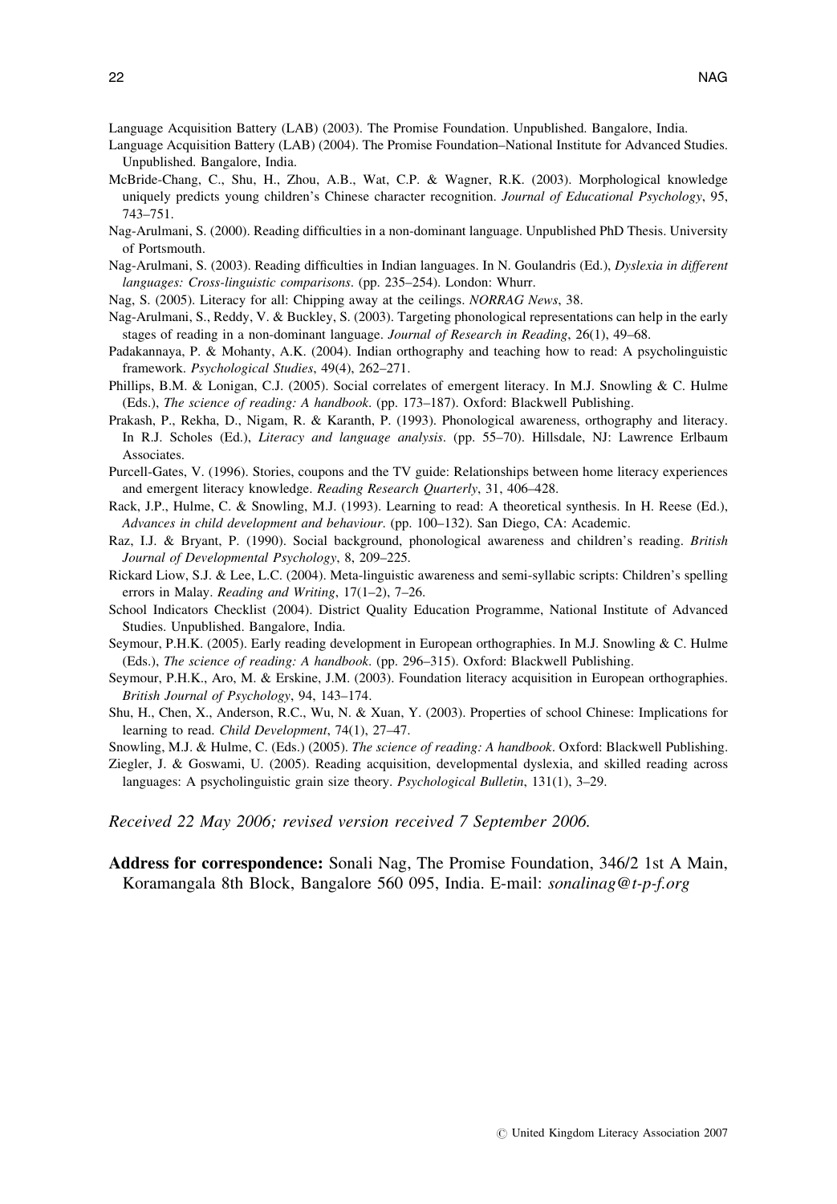Language Acquisition Battery (LAB) (2003). The Promise Foundation. Unpublished. Bangalore, India.

Language Acquisition Battery (LAB) (2004). The Promise Foundation–National Institute for Advanced Studies. Unpublished. Bangalore, India.

McBride-Chang, C., Shu, H., Zhou, A.B., Wat, C.P. & Wagner, R.K. (2003). Morphological knowledge uniquely predicts young children's Chinese character recognition. *Journal of Educational Psychology*, 95, 743–751.

Nag-Arulmani, S. (2000). Reading difficulties in a non-dominant language. Unpublished PhD Thesis. University of Portsmouth.

Nag-Arulmani, S. (2003). Reading difficulties in Indian languages. In N. Goulandris (Ed.), *Dyslexia in different languages: Cross-linguistic comparisons*. (pp. 235–254). London: Whurr.

Nag, S. (2005). Literacy for all: Chipping away at the ceilings. *NORRAG News*, 38.

Nag-Arulmani, S., Reddy, V. & Buckley, S. (2003). Targeting phonological representations can help in the early stages of reading in a non-dominant language. *Journal of Research in Reading*, 26(1), 49–68.

Padakannaya, P. & Mohanty, A.K. (2004). Indian orthography and teaching how to read: A psycholinguistic framework. *Psychological Studies*, 49(4), 262–271.

Phillips, B.M. & Lonigan, C.J. (2005). Social correlates of emergent literacy. In M.J. Snowling & C. Hulme (Eds.), *The science of reading: A handbook*. (pp. 173–187). Oxford: Blackwell Publishing.

Prakash, P., Rekha, D., Nigam, R. & Karanth, P. (1993). Phonological awareness, orthography and literacy. In R.J. Scholes (Ed.), *Literacy and language analysis*. (pp. 55–70). Hillsdale, NJ: Lawrence Erlbaum Associates.

Purcell-Gates, V. (1996). Stories, coupons and the TV guide: Relationships between home literacy experiences and emergent literacy knowledge. *Reading Research Quarterly*, 31, 406–428.

Rack, J.P., Hulme, C. & Snowling, M.J. (1993). Learning to read: A theoretical synthesis. In H. Reese (Ed.), *Advances in child development and behaviour*. (pp. 100–132). San Diego, CA: Academic.

Raz, I.J. & Bryant, P. (1990). Social background, phonological awareness and children's reading. *British Journal of Developmental Psychology*, 8, 209–225.

Rickard Liow, S.J. & Lee, L.C. (2004). Meta-linguistic awareness and semi-syllabic scripts: Children's spelling errors in Malay. *Reading and Writing*, 17(1–2), 7–26.

School Indicators Checklist (2004). District Quality Education Programme, National Institute of Advanced Studies. Unpublished. Bangalore, India.

Seymour, P.H.K. (2005). Early reading development in European orthographies. In M.J. Snowling & C. Hulme (Eds.), *The science of reading: A handbook*. (pp. 296–315). Oxford: Blackwell Publishing.

Seymour, P.H.K., Aro, M. & Erskine, J.M. (2003). Foundation literacy acquisition in European orthographies. *British Journal of Psychology*, 94, 143–174.

Shu, H., Chen, X., Anderson, R.C., Wu, N. & Xuan, Y. (2003). Properties of school Chinese: Implications for learning to read. *Child Development*, 74(1), 27–47.

Snowling, M.J. & Hulme, C. (Eds.) (2005). *The science of reading: A handbook*. Oxford: Blackwell Publishing.

Ziegler, J. & Goswami, U. (2005). Reading acquisition, developmental dyslexia, and skilled reading across languages: A psycholinguistic grain size theory. *Psychological Bulletin*, 131(1), 3–29.

*Received 22 May 2006; revised version received 7 September 2006.*

**Address for correspondence:** Sonali Nag, The Promise Foundation, 346/2 1st A Main, Koramangala 8th Block, Bangalore 560 095, India. E-mail: *sonalinag@t-p-f.org*

© United Kingdom Literacy Association 2007